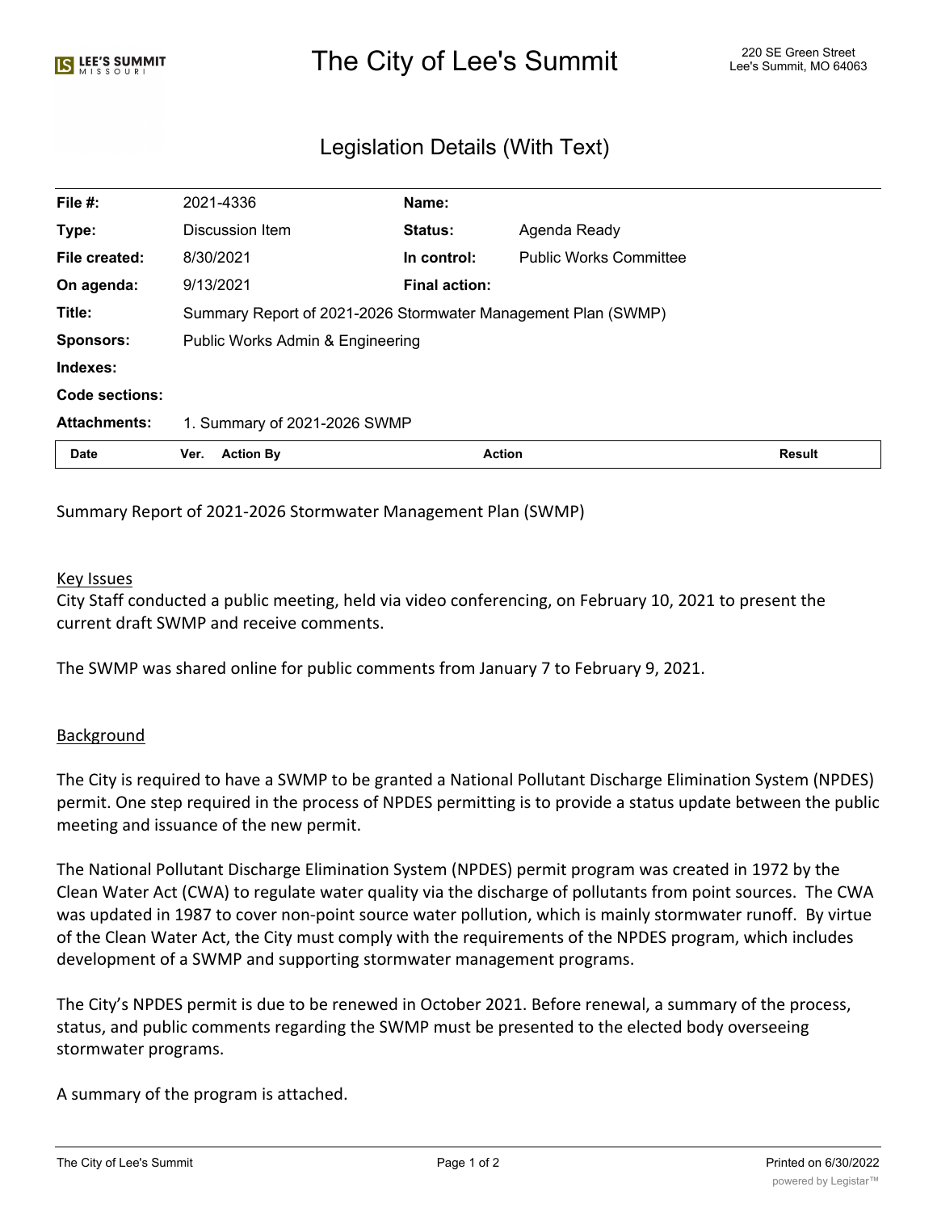# The City of Lee's Summit

220 SE Green Street
Lee's Summit, MO 64063

## Legislation Details (With Text)

| | | | |
|---|---|---|---|
| **File #:** | 2021-4336 | **Name:** | |
| **Type:** | Discussion Item | **Status:** | Agenda Ready |
| **File created:** | 8/30/2021 | **In control:** | Public Works Committee |
| **On agenda:** | 9/13/2021 | **Final action:** | |
| **Title:** | Summary Report of 2021-2026 Stormwater Management Plan (SWMP) | | |
| **Sponsors:** | Public Works Admin & Engineering | | |
| **Indexes:** | | | |
| **Code sections:** | | | |
| **Attachments:** | 1. Summary of 2021-2026 SWMP | | |

| Date | Ver. | Action By | Action | Result |
|---|---|---|---|---|

Summary Report of 2021-2026 Stormwater Management Plan (SWMP)

### Key Issues

City Staff conducted a public meeting, held via video conferencing, on February 10, 2021 to present the current draft SWMP and receive comments.

The SWMP was shared online for public comments from January 7 to February 9, 2021.

### Background

The City is required to have a SWMP to be granted a National Pollutant Discharge Elimination System (NPDES) permit. One step required in the process of NPDES permitting is to provide a status update between the public meeting and issuance of the new permit.

The National Pollutant Discharge Elimination System (NPDES) permit program was created in 1972 by the Clean Water Act (CWA) to regulate water quality via the discharge of pollutants from point sources. The CWA was updated in 1987 to cover non-point source water pollution, which is mainly stormwater runoff. By virtue of the Clean Water Act, the City must comply with the requirements of the NPDES program, which includes development of a SWMP and supporting stormwater management programs.

The City's NPDES permit is due to be renewed in October 2021. Before renewal, a summary of the process, status, and public comments regarding the SWMP must be presented to the elected body overseeing stormwater programs.

A summary of the program is attached.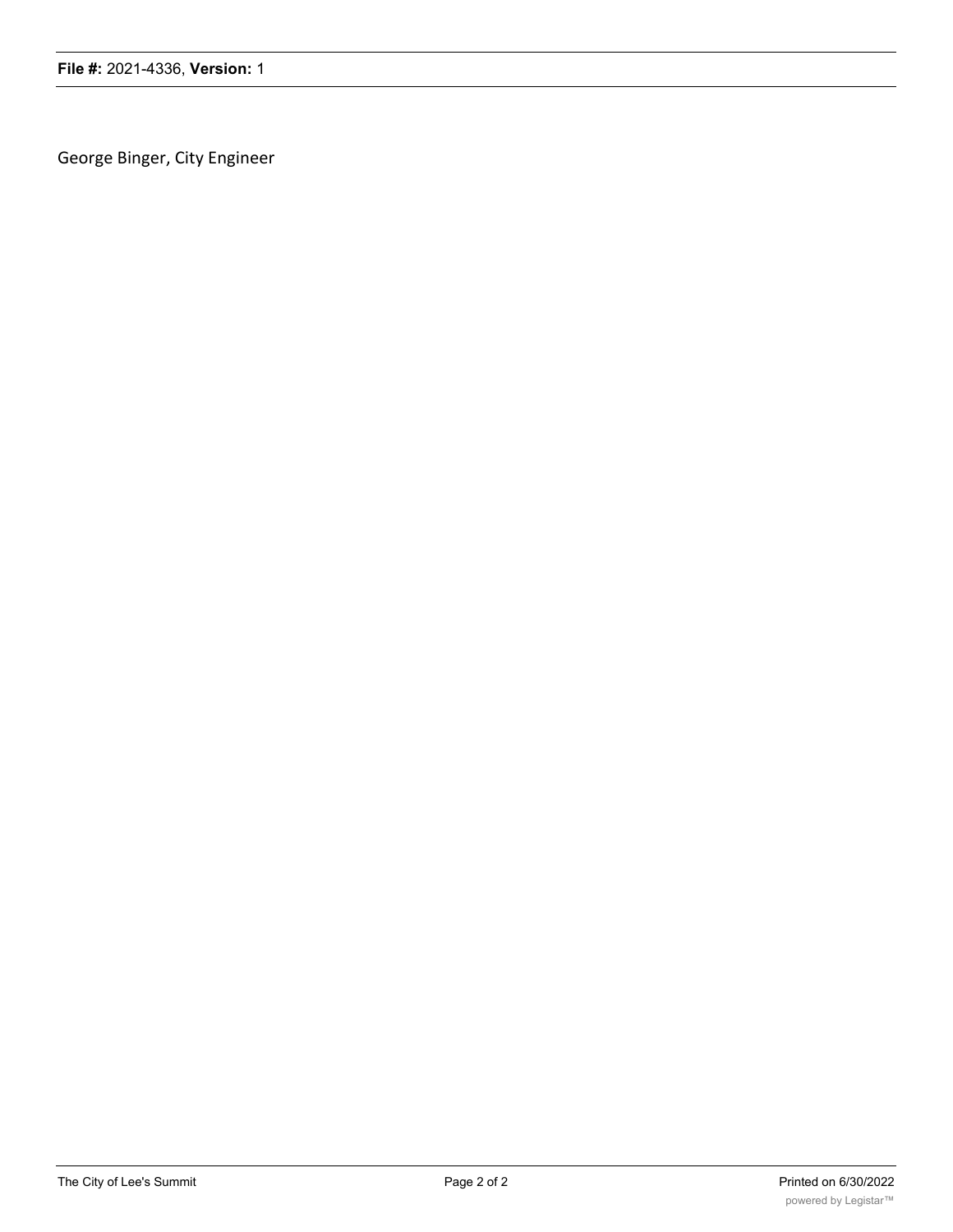George Binger, City Engineer